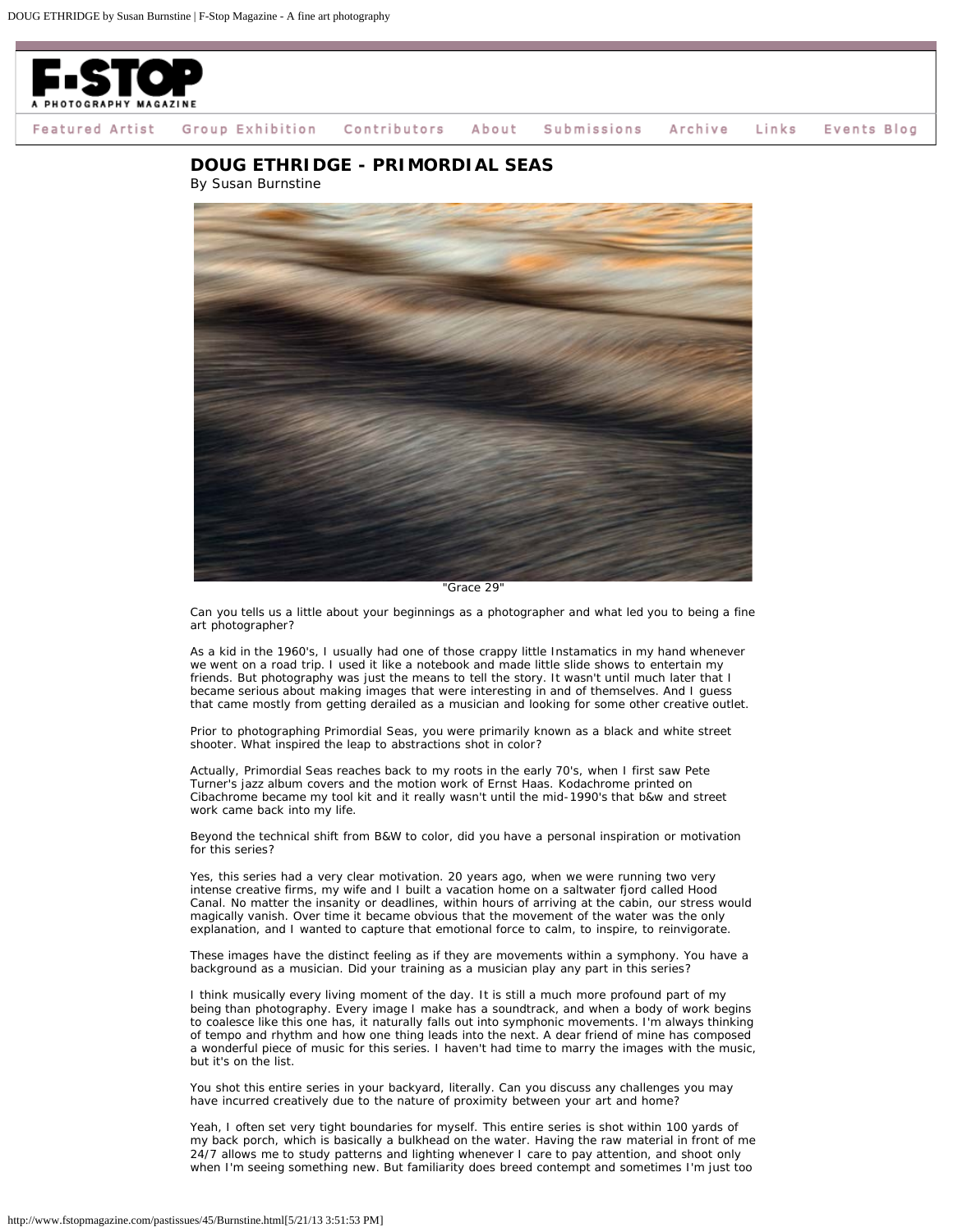# DOUG ETHRIDGE - PRIMORDIAL SEAS

By Susan Burnstine

"Grace 29"

Can you tells us a little about your beginnings as a photographer and what led you to being a fine art photographer?

As a kid in the 1960's, I usually had one of those crappy little Instamatics in my hand whenever we went on a road trip. I used it like a notebook and made little slide shows to entertain my friends. But photography was just the means to tell the story. It wasn't until much later that I became serious about making images that were interesting in and of themselves. And I guess that came mostly from getting derailed as a musician and looking for some other creative outlet.

Prior to photographing Primordial Seas, you were primarily known as a black and white street shooter. What inspired the leap to abstractions shot in color?

Actually, Primordial Seas reaches back to my roots in the early 70's, when I first saw Pete Turner's jazz album covers and the motion work of Ernst Haas. Kodachrome printed on Cibachrome became my tool kit and it really wasn't until the mid-1990's that b&w and street work came back into my life.

Beyond the technical shift from B&W to color, did you have a personal inspiration or motivation for this series?

Yes, this series had a very clear motivation. 20 years ago, when we were running two very intense creative firms, my wife and I built a vacation home on a saltwater fjord called Hood Canal. No matter the insanity or deadlines, within hours of arriving at the cabin, our stress would magically vanish. Over time it became obvious that the movement of the water was the only explanation, and I wanted to capture that emotional force to calm, to inspire, to reinvigorate.

These images have the distinct feeling as if they are movements within a symphony. You have a background as a musician. Did your training as a musician play any part in this series?

I think musically every living moment of the day. It is still a much more profound part of my being than photography. Every image I make has a soundtrack, and when a body of work begins to coalesce like this one has, it naturally falls out into symphonic movements. I'm always thinking of tempo and rhythm and how one thing leads into the next. A dear friend of mine has composed a wonderful piece of music for this series. I haven't had time to marry the images with the music, but it's on the list.

You shot this entire series in your backyard, literally. Can you discuss any challenges you may have incurred creatively due to the nature of proximity between your art and home?

Yeah, I often set very tight boundaries for myself. This entire series is shot within 100 yards of my back porch, which is basically a bulkhead on the water. Having the raw material in front of me 24/7 allows me to study patterns and lighting whenever I care to pay attention, and shoot only when I'm seeing something new. But familiarity does breed contempt and sometimes I'm just too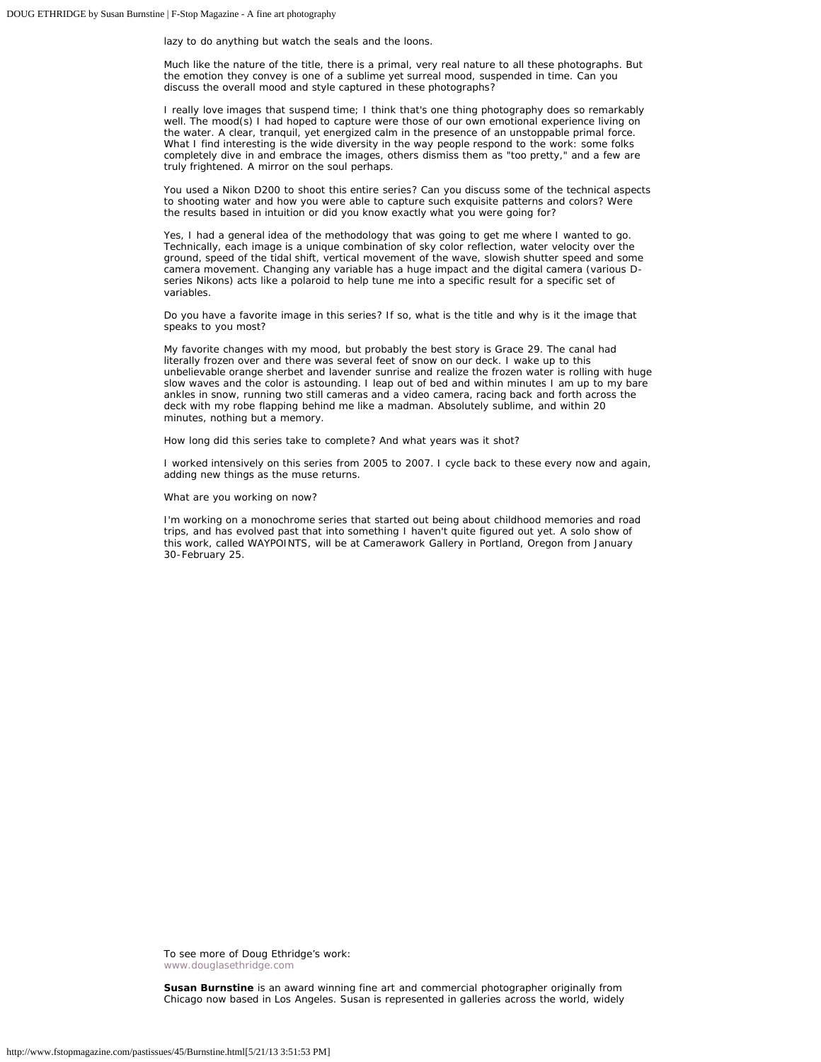lazy to do anything but watch the seals and the loons.

Much like the nature of the title, there is a primal, very real nature to all these photographs. But the emotion they convey is one of a sublime yet surreal mood, suspended in time. Can you discuss the overall mood and style captured in these photographs?

I really love images that suspend time; I think that's one thing photography does so remarkably well. The mood(s) I had hoped to capture were those of our own emotional experience living on the water. A clear, tranquil, yet energized calm in the presence of an unstoppable primal force. What I find interesting is the wide diversity in the way people respond to the work: some folks completely dive in and embrace the images, others dismiss them as "too pretty," and a few are truly frightened. A mirror on the soul perhaps.

You used a Nikon D200 to shoot this entire series? Can you discuss some of the technical aspects to shooting water and how you were able to capture such exquisite patterns and colors? Were the results based in intuition or did you know exactly what you were going for?

Yes, I had a general idea of the methodology that was going to get me where I wanted to go. Technically, each image is a unique combination of sky color reflection, water velocity over the ground, speed of the tidal shift, vertical movement of the wave, slowish shutter speed and some camera movement. Changing any variable has a huge impact and the digital camera (various D-series Nikons) acts like a polaroid to help tune me into a specific result for a specific set of variables.

Do you have a favorite image in this series? If so, what is the title and why is it the image that speaks to you most?

My favorite changes with my mood, but probably the best story is Grace 29. The canal had literally frozen over and there was several feet of snow on our deck. I wake up to this unbelievable orange sherbet and lavender sunrise and realize the frozen water is rolling with huge slow waves and the color is astounding. I leap out of bed and within minutes I am up to my bare ankles in snow, running two still cameras and a video camera, racing back and forth across the deck with my robe flapping behind me like a madman. Absolutely sublime, and within 20 minutes, nothing but a memory.

How long did this series take to complete? And what years was it shot?

I worked intensively on this series from 2005 to 2007. I cycle back to these every now and again, adding new things as the muse returns.

What are you working on now?

I'm working on a monochrome series that started out being about childhood memories and road trips, and has evolved past that into something I haven't quite figured out yet. A solo show of this work, called WAYPOINTS, will be at Camerawork Gallery in Portland, Oregon from January 30-February 25.

To see more of Doug Ethridge's work:
www.douglasethridge.com

**Susan Burnstine** is an award winning fine art and commercial photographer originally from Chicago now based in Los Angeles. Susan is represented in galleries across the world, widely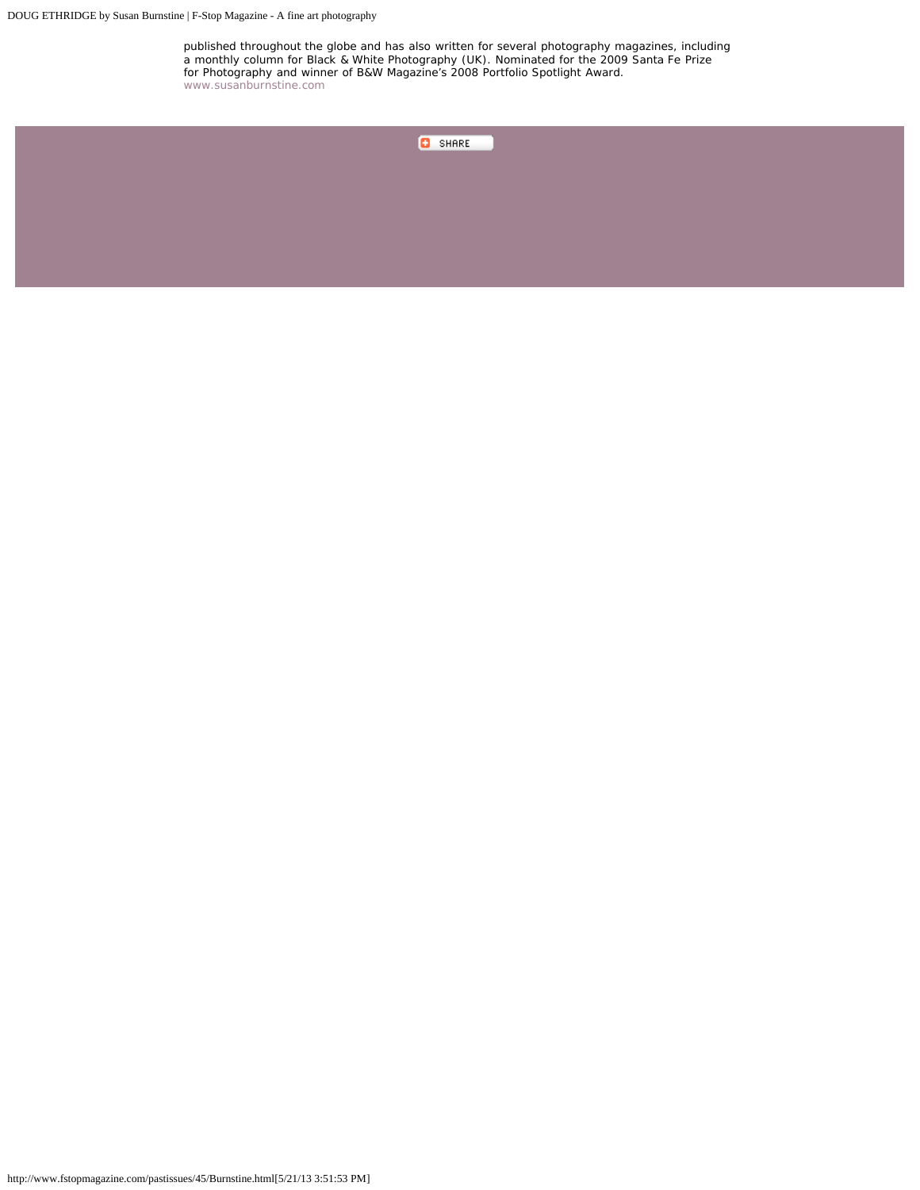published throughout the globe and has also written for several photography magazines, including a monthly column for Black & White Photography (UK). Nominated for the 2009 Santa Fe Prize for Photography and winner of B&W Magazine's 2008 Portfolio Spotlight Award.
www.susanburnstine.com

SHARE